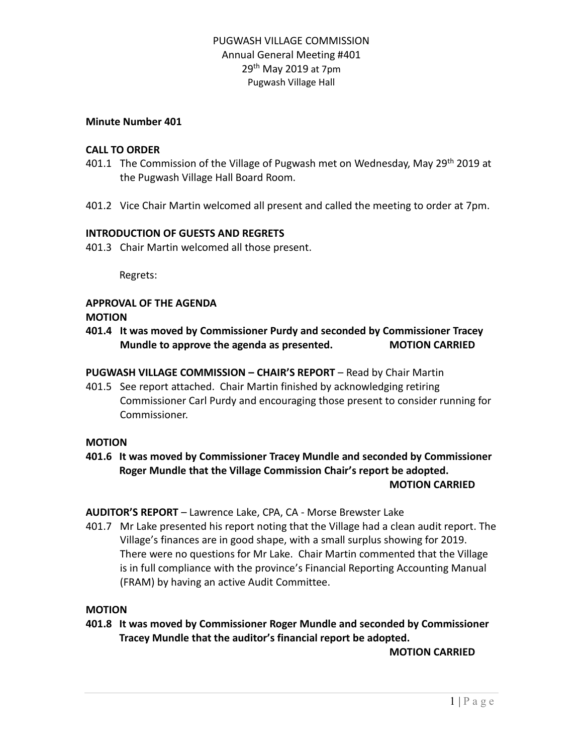# PUGWASH VILLAGE COMMISSION

Annual General Meeting #401

29th May 2019 at 7pm

Pugwash Village Hall

**Minute Number 401**

**CALL TO ORDER**

401.1 The Commission of the Village of Pugwash met on Wednesday, May 29th 2019 at the Pugwash Village Hall Board Room.

401.2 Vice Chair Martin welcomed all present and called the meeting to order at 7pm.

**INTRODUCTION OF GUESTS AND REGRETS**

401.3 Chair Martin welcomed all those present.

Regrets:

**APPROVAL OF THE AGENDA**

**MOTION**

**401.4 It was moved by Commissioner Purdy and seconded by Commissioner Tracey Mundle to approve the agenda as presented. MOTION CARRIED**

**PUGWASH VILLAGE COMMISSION – CHAIR'S REPORT** – Read by Chair Martin

401.5 See report attached. Chair Martin finished by acknowledging retiring Commissioner Carl Purdy and encouraging those present to consider running for Commissioner.

**MOTION**

**401.6 It was moved by Commissioner Tracey Mundle and seconded by Commissioner Roger Mundle that the Village Commission Chair's report be adopted.**

**MOTION CARRIED**

**AUDITOR'S REPORT** – Lawrence Lake, CPA, CA - Morse Brewster Lake

401.7 Mr Lake presented his report noting that the Village had a clean audit report. The Village's finances are in good shape, with a small surplus showing for 2019. There were no questions for Mr Lake. Chair Martin commented that the Village is in full compliance with the province's Financial Reporting Accounting Manual (FRAM) by having an active Audit Committee.

**MOTION**

**401.8 It was moved by Commissioner Roger Mundle and seconded by Commissioner Tracey Mundle that the auditor's financial report be adopted.**

**MOTION CARRIED**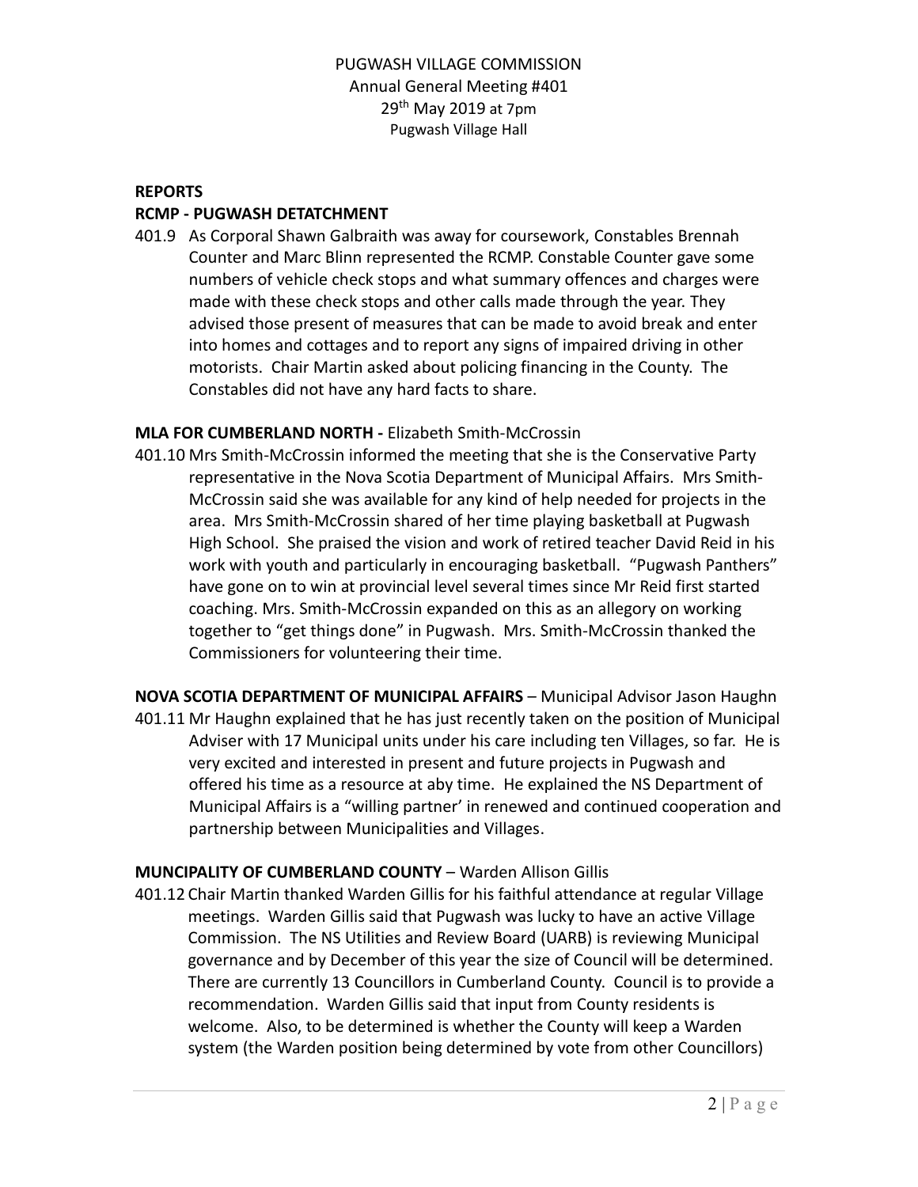PUGWASH VILLAGE COMMISSION
Annual General Meeting #401
29th May 2019 at 7pm
Pugwash Village Hall

## REPORTS

### RCMP - PUGWASH DETATCHMENT

401.9 As Corporal Shawn Galbraith was away for coursework, Constables Brennah Counter and Marc Blinn represented the RCMP. Constable Counter gave some numbers of vehicle check stops and what summary offences and charges were made with these check stops and other calls made through the year. They advised those present of measures that can be made to avoid break and enter into homes and cottages and to report any signs of impaired driving in other motorists. Chair Martin asked about policing financing in the County. The Constables did not have any hard facts to share.

### MLA FOR CUMBERLAND NORTH - Elizabeth Smith-McCrossin

401.10 Mrs Smith-McCrossin informed the meeting that she is the Conservative Party representative in the Nova Scotia Department of Municipal Affairs. Mrs Smith-McCrossin said she was available for any kind of help needed for projects in the area. Mrs Smith-McCrossin shared of her time playing basketball at Pugwash High School. She praised the vision and work of retired teacher David Reid in his work with youth and particularly in encouraging basketball. "Pugwash Panthers" have gone on to win at provincial level several times since Mr Reid first started coaching. Mrs. Smith-McCrossin expanded on this as an allegory on working together to "get things done" in Pugwash. Mrs. Smith-McCrossin thanked the Commissioners for volunteering their time.

### NOVA SCOTIA DEPARTMENT OF MUNICIPAL AFFAIRS – Municipal Advisor Jason Haughn

401.11 Mr Haughn explained that he has just recently taken on the position of Municipal Adviser with 17 Municipal units under his care including ten Villages, so far. He is very excited and interested in present and future projects in Pugwash and offered his time as a resource at aby time. He explained the NS Department of Municipal Affairs is a "willing partner' in renewed and continued cooperation and partnership between Municipalities and Villages.

### MUNCIPALITY OF CUMBERLAND COUNTY – Warden Allison Gillis

401.12 Chair Martin thanked Warden Gillis for his faithful attendance at regular Village meetings. Warden Gillis said that Pugwash was lucky to have an active Village Commission. The NS Utilities and Review Board (UARB) is reviewing Municipal governance and by December of this year the size of Council will be determined. There are currently 13 Councillors in Cumberland County. Council is to provide a recommendation. Warden Gillis said that input from County residents is welcome. Also, to be determined is whether the County will keep a Warden system (the Warden position being determined by vote from other Councillors)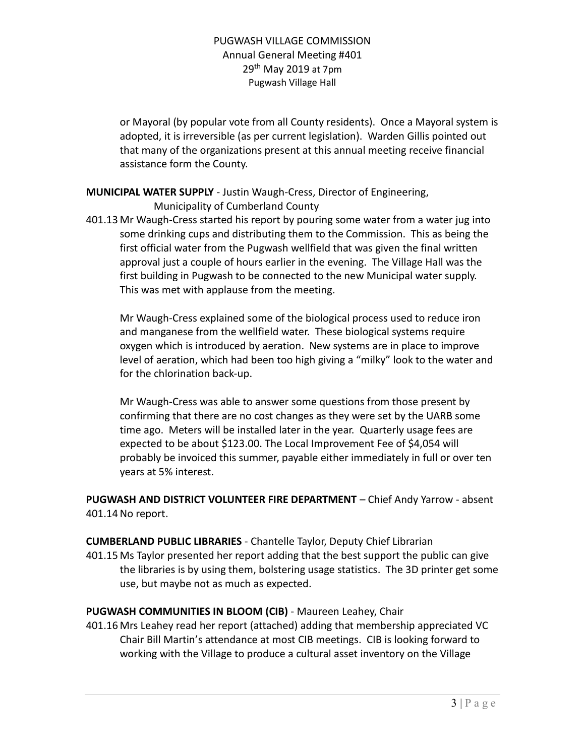or Mayoral (by popular vote from all County residents). Once a Mayoral system is adopted, it is irreversible (as per current legislation). Warden Gillis pointed out that many of the organizations present at this annual meeting receive financial assistance form the County.

**MUNICIPAL WATER SUPPLY** - Justin Waugh-Cress, Director of Engineering, Municipality of Cumberland County

401.13 Mr Waugh-Cress started his report by pouring some water from a water jug into some drinking cups and distributing them to the Commission. This as being the first official water from the Pugwash wellfield that was given the final written approval just a couple of hours earlier in the evening. The Village Hall was the first building in Pugwash to be connected to the new Municipal water supply. This was met with applause from the meeting.

Mr Waugh-Cress explained some of the biological process used to reduce iron and manganese from the wellfield water. These biological systems require oxygen which is introduced by aeration. New systems are in place to improve level of aeration, which had been too high giving a "milky" look to the water and for the chlorination back-up.

Mr Waugh-Cress was able to answer some questions from those present by confirming that there are no cost changes as they were set by the UARB some time ago. Meters will be installed later in the year. Quarterly usage fees are expected to be about $123.00. The Local Improvement Fee of $4,054 will probably be invoiced this summer, payable either immediately in full or over ten years at 5% interest.

**PUGWASH AND DISTRICT VOLUNTEER FIRE DEPARTMENT** – Chief Andy Yarrow - absent

401.14 No report.

**CUMBERLAND PUBLIC LIBRARIES** - Chantelle Taylor, Deputy Chief Librarian

401.15 Ms Taylor presented her report adding that the best support the public can give the libraries is by using them, bolstering usage statistics. The 3D printer get some use, but maybe not as much as expected.

**PUGWASH COMMUNITIES IN BLOOM (CIB)** - Maureen Leahey, Chair

401.16 Mrs Leahey read her report (attached) adding that membership appreciated VC Chair Bill Martin's attendance at most CIB meetings. CIB is looking forward to working with the Village to produce a cultural asset inventory on the Village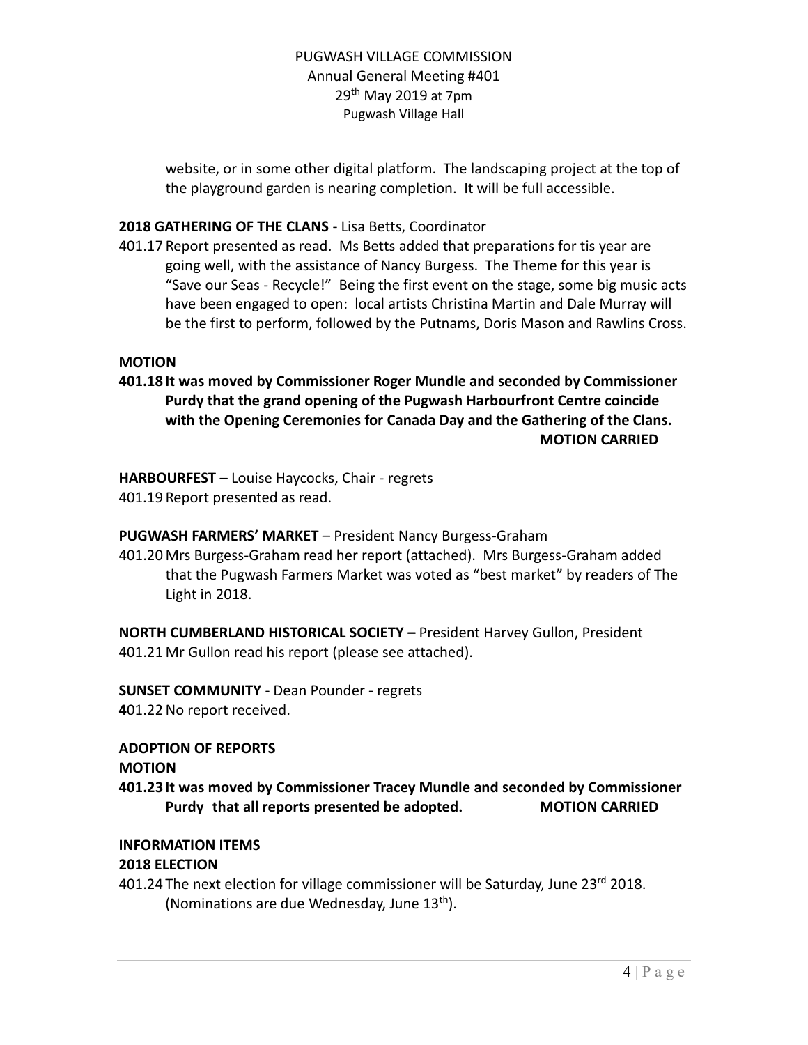website, or in some other digital platform. The landscaping project at the top of the playground garden is nearing completion. It will be full accessible.

**2018 GATHERING OF THE CLANS** - Lisa Betts, Coordinator

401.17 Report presented as read. Ms Betts added that preparations for tis year are going well, with the assistance of Nancy Burgess. The Theme for this year is "Save our Seas - Recycle!" Being the first event on the stage, some big music acts have been engaged to open: local artists Christina Martin and Dale Murray will be the first to perform, followed by the Putnams, Doris Mason and Rawlins Cross.

**MOTION**

**401.18 It was moved by Commissioner Roger Mundle and seconded by Commissioner Purdy that the grand opening of the Pugwash Harbourfront Centre coincide with the Opening Ceremonies for Canada Day and the Gathering of the Clans. MOTION CARRIED**

**HARBOURFEST** – Louise Haycocks, Chair - regrets

401.19 Report presented as read.

**PUGWASH FARMERS' MARKET** – President Nancy Burgess-Graham

401.20 Mrs Burgess-Graham read her report (attached). Mrs Burgess-Graham added that the Pugwash Farmers Market was voted as "best market" by readers of The Light in 2018.

**NORTH CUMBERLAND HISTORICAL SOCIETY –** President Harvey Gullon, President

401.21 Mr Gullon read his report (please see attached).

**SUNSET COMMUNITY** - Dean Pounder - regrets

**4**01.22 No report received.

**ADOPTION OF REPORTS**

**MOTION**

**401.23 It was moved by Commissioner Tracey Mundle and seconded by Commissioner Purdy that all reports presented be adopted. MOTION CARRIED**

**INFORMATION ITEMS**

**2018 ELECTION**

401.24 The next election for village commissioner will be Saturday, June 23rd 2018. (Nominations are due Wednesday, June 13th).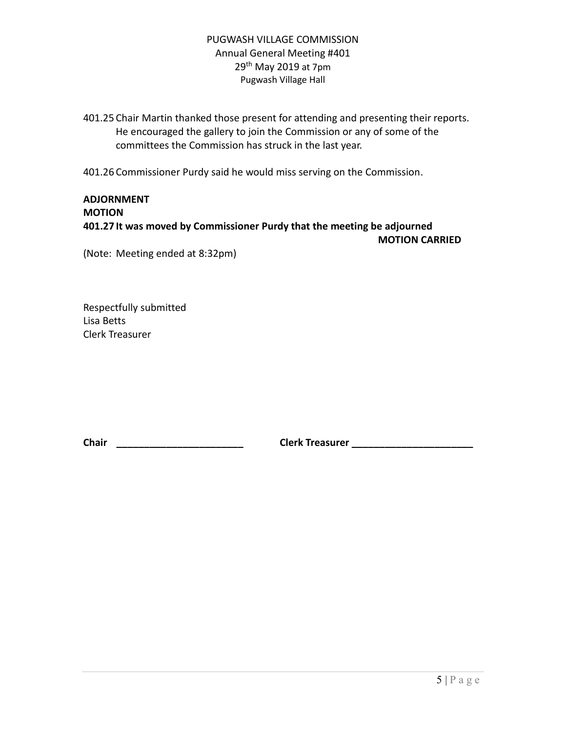401.25 Chair Martin thanked those present for attending and presenting their reports. He encouraged the gallery to join the Commission or any of some of the committees the Commission has struck in the last year.

401.26 Commissioner Purdy said he would miss serving on the Commission.

**ADJORNMENT**
**MOTION**
**401.27 It was moved by Commissioner Purdy that the meeting be adjourned**
**MOTION CARRIED**

(Note: Meeting ended at 8:32pm)

Respectfully submitted
Lisa Betts
Clerk Treasurer

**Chair \_\_\_\_\_\_\_\_\_\_\_\_\_\_\_\_\_\_\_\_\_\_\_\_ Clerk Treasurer \_\_\_\_\_\_\_\_\_\_\_\_\_\_\_\_\_\_\_\_\_\_\_\_**